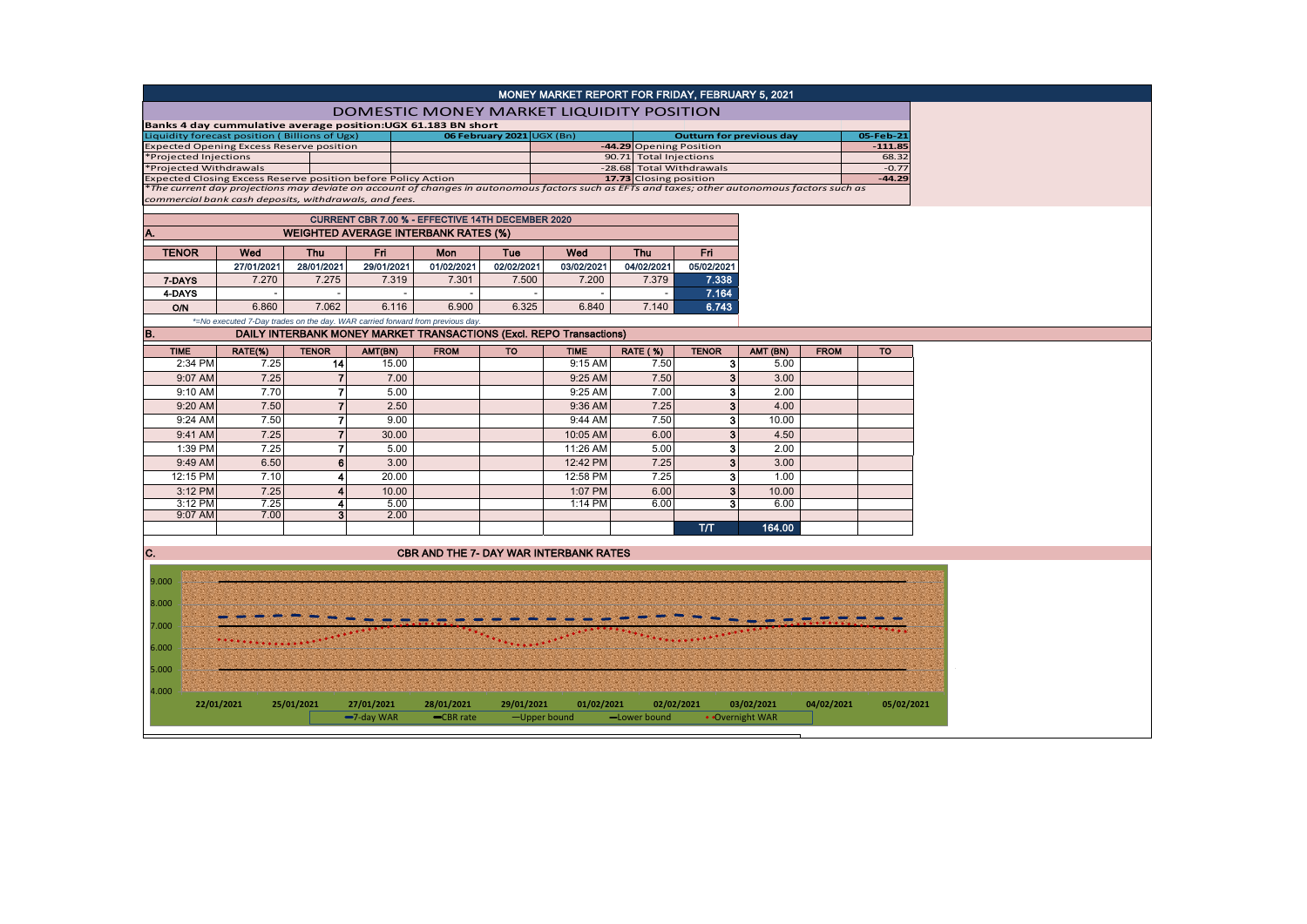# MONEY MARKET REPORT FOR FRIDAY, FEBRUARY 5, 2021

## DOMESTIC MONEY MARKET LIQUIDITY POSITION

**Banks 4 day cummulative average position:UGX 61.183 BN short**

| Liquidity forecast position ( Billions of Ugx) | 06 February 2021 UGX (Bn) | Outturn for previous day | 05-Feb-21 |
|---|---|---|---|
| Expected Opening Excess Reserve position | -44.29 | Opening Position | -111.85 |
| *Projected Injections | 90.71 | Total Injections | 68.32 |
| *Projected Withdrawals | -28.68 | Total Withdrawals | -0.77 |
| Expected Closing Excess Reserve position before Policy Action | 17.73 | Closing position | -44.29 |

*The current day projections may deviate on account of changes in autonomous factors such as EFTs and taxes; other autonomous factors such as commercial bank cash deposits, withdrawals, and fees.*

**CURRENT CBR 7.00 % - EFFECTIVE 14TH DECEMBER 2020**

### A. WEIGHTED AVERAGE INTERBANK RATES (%)

| TENOR | Wed | Thu | Fri | Mon | Tue | Wed | Thu | Fri |
|---|---|---|---|---|---|---|---|---|
| | 27/01/2021 | 28/01/2021 | 29/01/2021 | 01/02/2021 | 02/02/2021 | 03/02/2021 | 04/02/2021 | 05/02/2021 |
| 7-DAYS | 7.270 | 7.275 | 7.319 | 7.301 | 7.500 | 7.200 | 7.379 | 7.338 |
| 4-DAYS | - | - | - | - | - | - | - | 7.164 |
| O/N | 6.860 | 7.062 | 6.116 | 6.900 | 6.325 | 6.840 | 7.140 | 6.743 |

*=No executed 7-Day trades on the day. WAR carried forward from previous day.

### B. DAILY INTERBANK MONEY MARKET TRANSACTIONS (Excl. REPO Transactions)

| TIME | RATE(%) | TENOR | AMT(BN) | FROM | TO | TIME | RATE (%) | TENOR | AMT (BN) | FROM | TO |
|---|---|---|---|---|---|---|---|---|---|---|---|
| 2:34 PM | 7.25 | 14 | 15.00 | | | 9:15 AM | 7.50 | 3 | 5.00 | | |
| 9:07 AM | 7.25 | 7 | 7.00 | | | 9:25 AM | 7.50 | 3 | 3.00 | | |
| 9:10 AM | 7.70 | 7 | 5.00 | | | 9:25 AM | 7.00 | 3 | 2.00 | | |
| 9:20 AM | 7.50 | 7 | 2.50 | | | 9:36 AM | 7.25 | 3 | 4.00 | | |
| 9:24 AM | 7.50 | 7 | 9.00 | | | 9:44 AM | 7.50 | 3 | 10.00 | | |
| 9:41 AM | 7.25 | 7 | 30.00 | | | 10:05 AM | 6.00 | 3 | 4.50 | | |
| 1:39 PM | 7.25 | 7 | 5.00 | | | 11:26 AM | 5.00 | 3 | 2.00 | | |
| 9:49 AM | 6.50 | 6 | 3.00 | | | 12:42 PM | 7.25 | 3 | 3.00 | | |
| 12:15 PM | 7.10 | 4 | 20.00 | | | 12:58 PM | 7.25 | 3 | 1.00 | | |
| 3:12 PM | 7.25 | 4 | 10.00 | | | 1:07 PM | 6.00 | 3 | 10.00 | | |
| 3:12 PM | 7.25 | 4 | 5.00 | | | 1:14 PM | 6.00 | 3 | 6.00 | | |
| 9:07 AM | 7.00 | 3 | 2.00 | | | | | | | | |
| | | | | | | | | T/T | 164.00 | | |

### C. CBR AND THE 7- DAY WAR INTERBANK RATES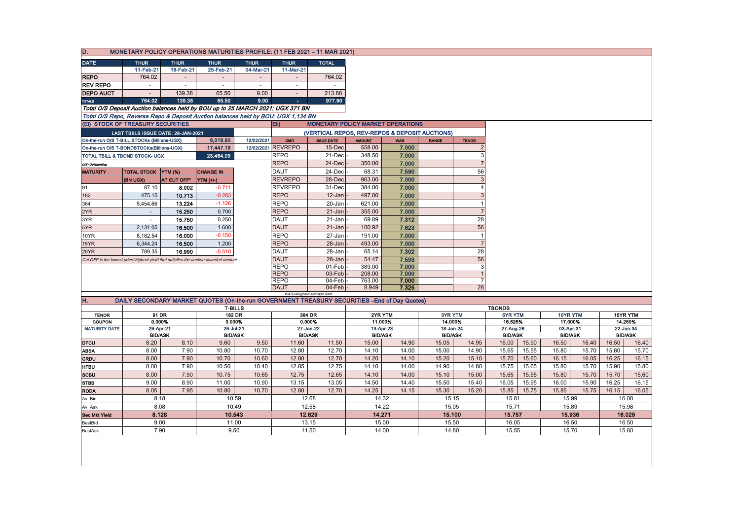## D. MONETARY POLICY OPERATIONS MATURITIES PROFILE: (11 FEB 2021 – 11 MAR 2021)

| DATE | THUR | THUR | THUR | THUR | THUR | TOTAL |
|---|---|---|---|---|---|---|
| | 11-Feb-21 | 18-Feb-21 | 25-Feb-21 | 04-Mar-21 | 11-Mar-21 | |
| REPO | 764.02 | - | - | - | - | 764.02 |
| REV REPO | - | - | - | - | - | - |
| DEPO AUCT | - | 139.38 | 65.50 | 9.00 | - | 213.88 |
| TOTALS | 764.02 | 139.38 | 65.50 | 9.00 | - | 977.90 |

*Total O/S Deposit Auction balances held by BOU up to 25 MARCH 2021: UGX 371 BN*

*Total O/S Repo, Reverse Repo & Deposit Auction balances held by BOU: UGX 1,134 BN*

## (Ei) STOCK OF TREASURY SECURITIES

| LAST TBIILS ISSUE DATE: 28-JAN-2021 | | | |
|---|---|---|---|
| On-the-run O/S T-BILL STOCKs (Billions-UGX) | | 6,016.90 | 12/02/2021 |
| On-the-run O/S T-BONDSTOCKs(Billions-UGX) | | 17,447.19 | 12/02/2021 |
| TOTAL TBILL & TBOND STOCK- UGX | | 23,464.09 | |

*O/S=Outstanding*

| MATURITY | TOTAL STOCK (BN UGX) | YTM (%) AT CUT OFF* | CHANGE IN YTM (+/-) |
|---|---|---|---|
| 91 | 87.10 | 8.002 | -0.711 |
| 182 | 475.15 | 10.713 | -0.283 |
| 364 | 5,454.66 | 13.224 | -1.126 |
| 2YR | - | 15.250 | 0.700 |
| 3YR | - | 15.750 | 0.250 |
| 5YR | 2,131.05 | 16.500 | 1.600 |
| 10YR | 8,182.54 | 16.000 | -0.150 |
| 15YR | 6,344.24 | 16.500 | 1.200 |
| 20YR | 789.35 | 16.990 | -0.510 |

*Cut OFF is the lowest price/ highest yield that satisfies the auction awarded amount.*

## Eii) MONETARY POLICY MARKET OPERATIONS

(VERTICAL REPOS, REV-REPOS & DEPOSIT AUCTIONS)

| OMO | ISSUE DATE | AMOUNT | WAR | RANGE | TENOR |
|---|---|---|---|---|---|
| REVREPO | 15-Dec | 558.00 | 7.000 | | 2 |
| REPO | 21-Dec | 348.50 | 7.000 | | 3 |
| REPO | 24-Dec | 350.00 | 7.000 | | 7 |
| DAUT | 24-Dec | 68.31 | 7.590 | | 56 |
| REVREPO | 28-Dec | 963.00 | 7.000 | | 3 |
| REVREPO | 31-Dec | 384.00 | 7.000 | | 4 |
| REPO | 12-Jan | 497.00 | 7.000 | | 3 |
| REPO | 20-Jan | 621.00 | 7.000 | | 1 |
| REPO | 21-Jan | 355.00 | 7.000 | | 7 |
| DAUT | 21-Jan | 69.89 | 7.312 | | 28 |
| DAUT | 21-Jan | 100.92 | 7.623 | | 56 |
| REPO | 27-Jan | 191.00 | 7.000 | | 1 |
| REPO | 28-Jan | 493.00 | 7.000 | | 7 |
| DAUT | 28-Jan | 65.14 | 7.302 | | 28 |
| DAUT | 28-Jan | 54.47 | 7.593 | | 56 |
| REPO | 01-Feb | 389.00 | 7.000 | | 3 |
| REPO | 03-Feb | 208.00 | 7.000 | | 1 |
| REPO | 04-Feb | 763.00 | 7.000 | | 7 |
| DAUT | 04-Feb | 8.949 | 7.325 | | 28 |

*WAR-Weighted Average Rate*

## H. DAILY SECONDARY MARKET QUOTES (On-the-run GOVERNMENT TREASURY SECURITIES –End of Day Quotes)

| | T-BILLS | | | | | | TBONDS | | | | | | | | | |
|---|---|---|---|---|---|---|---|---|---|---|---|---|---|---|---|---|
| TENOR | 91 DR | | 182 DR | | 364 DR | | 2YR YTM | | 3YR YTM | | 5YR YTM | | 10YR YTM | | 15YR YTM | |
| COUPON | 0.000% | | 0.000% | | 0.000% | | 11.000% | | 14.000% | | 16.625% | | 17.000% | | 14.250% | |
| MATURITY DATE | 29-Apr-21 | | 29-Jul-21 | | 27-Jan-22 | | 13-Apr-23 | | 18-Jan-24 | | 27-Aug-26 | | 03-Apr-31 | | 22-Jun-34 | |
| | BID/ASK | | BID/ASK | | BID/ASK | | BID/ASK | | BID/ASK | | BID/ASK | | BID/ASK | | BID/ASK | |
| DFCU | 8.20 | 8.10 | 9.60 | 9.50 | 11.60 | 11.50 | 15.00 | 14.90 | 15.05 | 14.95 | 16.00 | 15.90 | 16.50 | 16.40 | 16.50 | 16.40 |
| ABSA | 8.00 | 7.90 | 10.80 | 10.70 | 12.80 | 12.70 | 14.10 | 14.00 | 15.00 | 14.90 | 15.65 | 15.55 | 15.80 | 15.70 | 15.80 | 15.70 |
| CRDU | 8.00 | 7.90 | 10.70 | 10.60 | 12.80 | 12.70 | 14.20 | 14.10 | 15.20 | 15.10 | 15.70 | 15.60 | 16.15 | 16.05 | 16.25 | 16.15 |
| HFBU | 8.00 | 7.90 | 10.50 | 10.40 | 12.85 | 12.75 | 14.10 | 14.00 | 14.90 | 14.80 | 15.75 | 15.65 | 15.80 | 15.70 | 15.90 | 15.80 |
| SCBU | 8.00 | 7.90 | 10.75 | 10.65 | 12.75 | 12.65 | 14.10 | 14.00 | 15.10 | 15.00 | 15.65 | 15.55 | 15.80 | 15.70 | 15.70 | 15.60 |
| STBB | 9.00 | 8.90 | 11.00 | 10.90 | 13.15 | 13.05 | 14.50 | 14.40 | 15.50 | 15.40 | 16.05 | 15.95 | 16.00 | 15.90 | 16.25 | 16.15 |
| RODA | 8.05 | 7.95 | 10.80 | 10.70 | 12.80 | 12.70 | 14.25 | 14.15 | 15.30 | 15.20 | 15.85 | 15.75 | 15.85 | 15.75 | 16.15 | 16.05 |
| Av. Bid | 8.18 | | 10.59 | | 12.68 | | 14.32 | | 15.15 | | 15.81 | | 15.99 | | 16.08 | |
| Av. Ask | 8.08 | | 10.49 | | 12.58 | | 14.22 | | 15.05 | | 15.71 | | 15.89 | | 15.98 | |
| Sec Mkt Yield | 8.128 | | 10.543 | | 12.629 | | 14.271 | | 15.100 | | 15.757 | | 15.936 | | 16.029 | |
| BestBid | 9.00 | | 11.00 | | 13.15 | | 15.00 | | 15.50 | | 16.05 | | 16.50 | | 16.50 | |
| BestAsk | 7.90 | | 9.50 | | 11.50 | | 14.00 | | 14.80 | | 15.55 | | 15.70 | | 15.60 | |